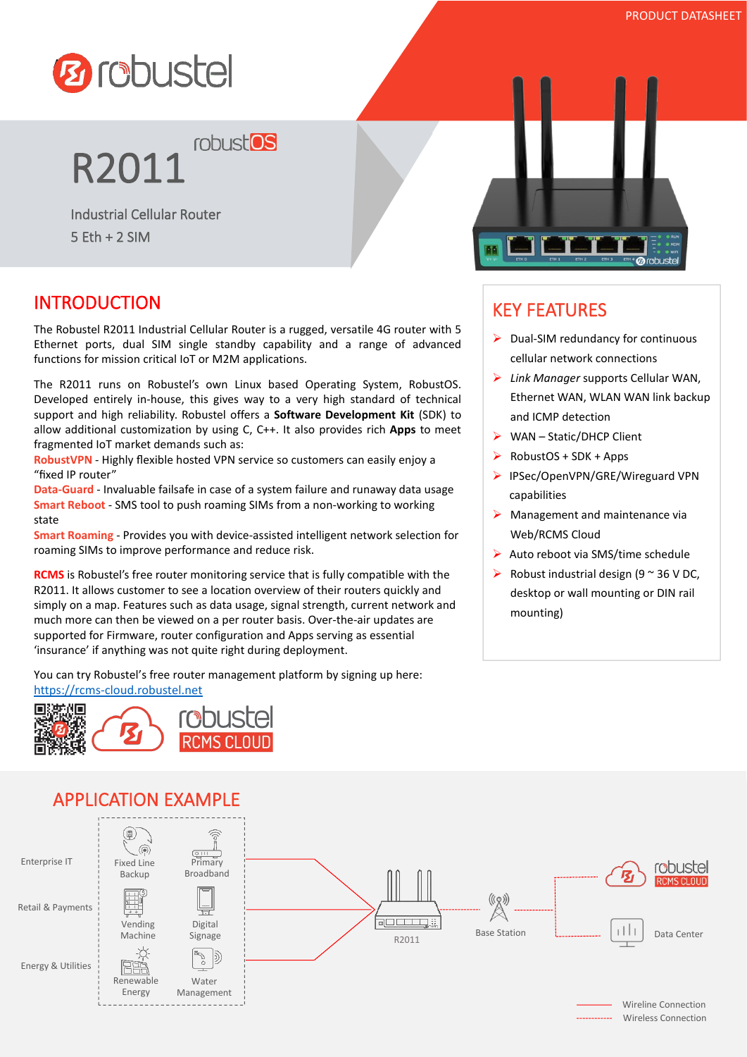PRODUCT DATASHEET

# R2011

Industrial Cellular Router
5 Eth + 2 SIM

## INTRODUCTION

The Robustel R2011 Industrial Cellular Router is a rugged, versatile 4G router with 5 Ethernet ports, dual SIM single standby capability and a range of advanced functions for mission critical IoT or M2M applications.

The R2011 runs on Robustel's own Linux based Operating System, RobustOS. Developed entirely in-house, this gives way to a very high standard of technical support and high reliability. Robustel offers a **Software Development Kit** (SDK) to allow additional customization by using C, C++. It also provides rich **Apps** to meet fragmented IoT market demands such as:

**RobustVPN** - Highly flexible hosted VPN service so customers can easily enjoy a "fixed IP router"
**Data-Guard** - Invaluable failsafe in case of a system failure and runaway data usage
**Smart Reboot** - SMS tool to push roaming SIMs from a non-working to working state
**Smart Roaming** - Provides you with device-assisted intelligent network selection for roaming SIMs to improve performance and reduce risk.

**RCMS** is Robustel's free router monitoring service that is fully compatible with the R2011. It allows customer to see a location overview of their routers quickly and simply on a map. Features such as data usage, signal strength, current network and much more can then be viewed on a per router basis. Over-the-air updates are supported for Firmware, router configuration and Apps serving as essential 'insurance' if anything was not quite right during deployment.

You can try Robustel's free router management platform by signing up here:
https://rcms-cloud.robustel.net

## KEY FEATURES

- Dual-SIM redundancy for continuous cellular network connections
- *Link Manager* supports Cellular WAN, Ethernet WAN, WLAN WAN link backup and ICMP detection
- WAN – Static/DHCP Client
- RobustOS + SDK + Apps
- IPSec/OpenVPN/GRE/Wireguard VPN capabilities
- Management and maintenance via Web/RCMS Cloud
- Auto reboot via SMS/time schedule
- Robust industrial design (9 ~ 36 V DC, desktop or wall mounting or DIN rail mounting)

## APPLICATION EXAMPLE

Enterprise IT: Fixed Line Backup, Primary Broadband
Retail & Payments: Vending Machine, Digital Signage
Energy & Utilities: Renewable Energy, Water Management

R2011 — Base Station — RCMS CLOUD / Data Center

Wireline Connection
Wireless Connection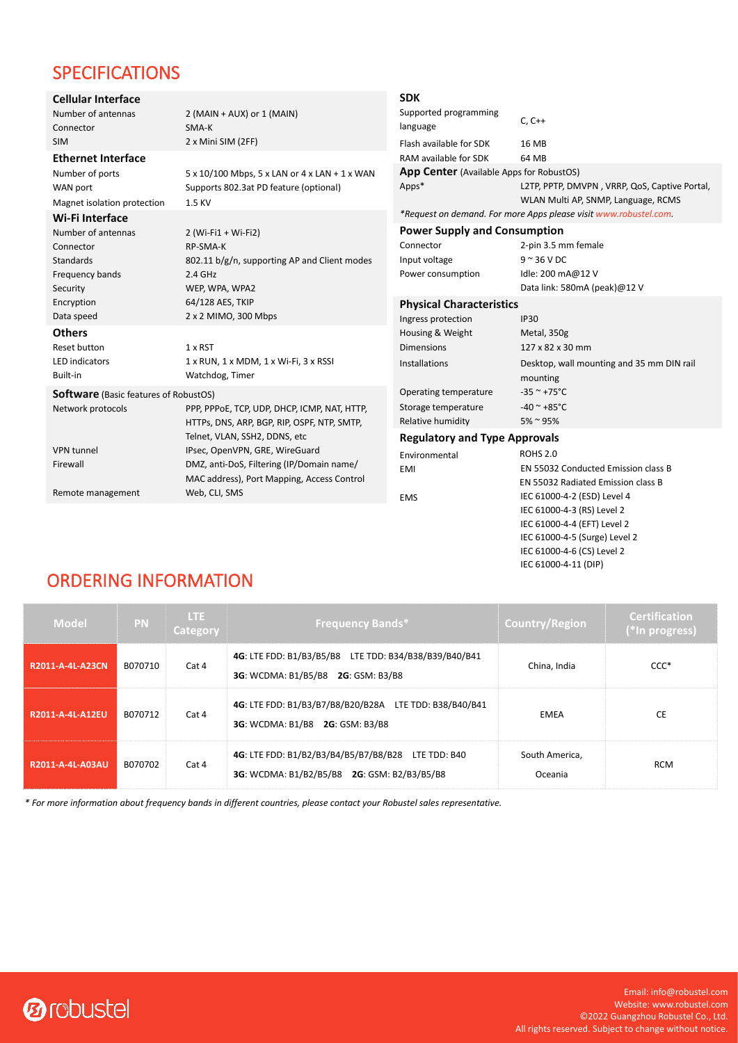## SPECIFICATIONS

### Cellular Interface

| | |
|---|---|
| Number of antennas | 2 (MAIN + AUX) or 1 (MAIN) |
| Connector | SMA-K |
| SIM | 2 x Mini SIM (2FF) |

### Ethernet Interface

| | |
|---|---|
| Number of ports | 5 x 10/100 Mbps, 5 x LAN or 4 x LAN + 1 x WAN |
| WAN port | Supports 802.3at PD feature (optional) |
| Magnet isolation protection | 1.5 KV |

### Wi-Fi Interface

| | |
|---|---|
| Number of antennas | 2 (Wi-Fi1 + Wi-Fi2) |
| Connector | RP-SMA-K |
| Standards | 802.11 b/g/n, supporting AP and Client modes |
| Frequency bands | 2.4 GHz |
| Security | WEP, WPA, WPA2 |
| Encryption | 64/128 AES, TKIP |
| Data speed | 2 x 2 MIMO, 300 Mbps |

### Others

| | |
|---|---|
| Reset button | 1 x RST |
| LED indicators | 1 x RUN, 1 x MDM, 1 x Wi-Fi, 3 x RSSI |
| Built-in | Watchdog, Timer |

### Software (Basic features of RobustOS)

| | |
|---|---|
| Network protocols | PPP, PPPoE, TCP, UDP, DHCP, ICMP, NAT, HTTP, HTTPs, DNS, ARP, BGP, RIP, OSPF, NTP, SMTP, Telnet, VLAN, SSH2, DDNS, etc |
| VPN tunnel | IPsec, OpenVPN, GRE, WireGuard |
| Firewall | DMZ, anti-DoS, Filtering (IP/Domain name/ MAC address), Port Mapping, Access Control |
| Remote management | Web, CLI, SMS |

### SDK

| | |
|---|---|
| Supported programming language | C, C++ |
| Flash available for SDK | 16 MB |
| RAM available for SDK | 64 MB |

### App Center (Available Apps for RobustOS)

| | |
|---|---|
| Apps* | L2TP, PPTP, DMVPN , VRRP, QoS, Captive Portal, WLAN Multi AP, SNMP, Language, RCMS |

*Request on demand. For more Apps please visit www.robustel.com.*

### Power Supply and Consumption

| | |
|---|---|
| Connector | 2-pin 3.5 mm female |
| Input voltage | 9 ~ 36 V DC |
| Power consumption | Idle: 200 mA@12 V<br>Data link: 580mA (peak)@12 V |

### Physical Characteristics

| | |
|---|---|
| Ingress protection | IP30 |
| Housing & Weight | Metal, 350g |
| Dimensions | 127 x 82 x 30 mm |
| Installations | Desktop, wall mounting and 35 mm DIN rail mounting |
| Operating temperature | -35 ~ +75°C |
| Storage temperature | -40 ~ +85°C |
| Relative humidity | 5% ~ 95% |

### Regulatory and Type Approvals

| | |
|---|---|
| Environmental | ROHS 2.0 |
| EMI | EN 55032 Conducted Emission class B<br>EN 55032 Radiated Emission class B |
| EMS | IEC 61000-4-2 (ESD) Level 4<br>IEC 61000-4-3 (RS) Level 2<br>IEC 61000-4-4 (EFT) Level 2<br>IEC 61000-4-5 (Surge) Level 2<br>IEC 61000-4-6 (CS) Level 2<br>IEC 61000-4-11 (DIP) |

## ORDERING INFORMATION

| Model | PN | LTE Category | Frequency Bands* | Country/Region | Certification (*In progress) |
|---|---|---|---|---|---|
| R2011-A-4L-A23CN | B070710 | Cat 4 | **4G**: LTE FDD: B1/B3/B5/B8 LTE TDD: B34/B38/B39/B40/B41<br>**3G**: WCDMA: B1/B5/B8 **2G**: GSM: B3/B8 | China, India | CCC* |
| R2011-A-4L-A12EU | B070712 | Cat 4 | **4G**: LTE FDD: B1/B3/B7/B8/B20/B28A LTE TDD: B38/B40/B41<br>**3G**: WCDMA: B1/B8 **2G**: GSM: B3/B8 | EMEA | CE |
| R2011-A-4L-A03AU | B070702 | Cat 4 | **4G**: LTE FDD: B1/B2/B3/B4/B5/B7/B8/B28 LTE TDD: B40<br>**3G**: WCDMA: B1/B2/B5/B8 **2G**: GSM: B2/B3/B5/B8 | South America, Oceania | RCM |

*\* For more information about frequency bands in different countries, please contact your Robustel sales representative.*

robustel

Email: info@robustel.com
Website: www.robustel.com
©2022 Guangzhou Robustel Co., Ltd.
All rights reserved. Subject to change without notice.